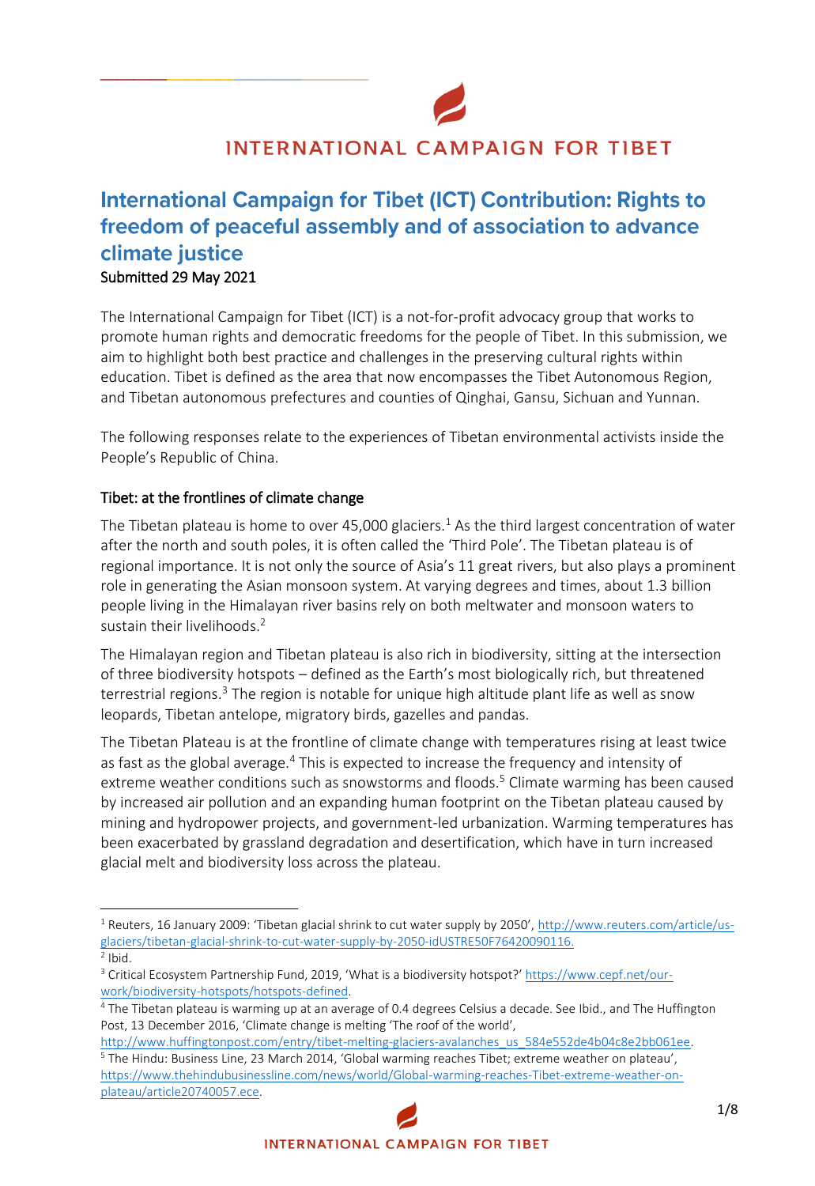# INTERNATIONAL CAMPAIGN FOR TIBET

## International Campaign for Tibet (ICT) Contribution: Rights to freedom of peaceful assembly and of association to advance climate justice

Submitted 29 May 2021

The International Campaign for Tibet (ICT) is a not-for-profit advocacy group that works to promote human rights and democratic freedoms for the people of Tibet. In this submission, we aim to highlight both best practice and challenges in the preserving cultural rights within education. Tibet is defined as the area that now encompasses the Tibet Autonomous Region, and Tibetan autonomous prefectures and counties of Qinghai, Gansu, Sichuan and Yunnan.

The following responses relate to the experiences of Tibetan environmental activists inside the People's Republic of China.

### Tibet: at the frontlines of climate change

The Tibetan plateau is home to over 45,000 glaciers.[1] As the third largest concentration of water after the north and south poles, it is often called the 'Third Pole'. The Tibetan plateau is of regional importance. It is not only the source of Asia's 11 great rivers, but also plays a prominent role in generating the Asian monsoon system. At varying degrees and times, about 1.3 billion people living in the Himalayan river basins rely on both meltwater and monsoon waters to sustain their livelihoods.[2]

The Himalayan region and Tibetan plateau is also rich in biodiversity, sitting at the intersection of three biodiversity hotspots – defined as the Earth's most biologically rich, but threatened terrestrial regions.[3] The region is notable for unique high altitude plant life as well as snow leopards, Tibetan antelope, migratory birds, gazelles and pandas.

The Tibetan Plateau is at the frontline of climate change with temperatures rising at least twice as fast as the global average.[4] This is expected to increase the frequency and intensity of extreme weather conditions such as snowstorms and floods.[5] Climate warming has been caused by increased air pollution and an expanding human footprint on the Tibetan plateau caused by mining and hydropower projects, and government-led urbanization. Warming temperatures has been exacerbated by grassland degradation and desertification, which have in turn increased glacial melt and biodiversity loss across the plateau.

---

[1] Reuters, 16 January 2009: 'Tibetan glacial shrink to cut water supply by 2050', http://www.reuters.com/article/us-glaciers/tibetan-glacial-shrink-to-cut-water-supply-by-2050-idUSTRE50F76420090116.

[2] Ibid.

[3] Critical Ecosystem Partnership Fund, 2019, 'What is a biodiversity hotspot?' https://www.cepf.net/our-work/biodiversity-hotspots/hotspots-defined.

[4] The Tibetan plateau is warming up at an average of 0.4 degrees Celsius a decade. See Ibid., and The Huffington Post, 13 December 2016, 'Climate change is melting 'The roof of the world', http://www.huffingtonpost.com/entry/tibet-melting-glaciers-avalanches_us_584e552de4b04c8e2bb061ee.

[5] The Hindu: Business Line, 23 March 2014, 'Global warming reaches Tibet; extreme weather on plateau', https://www.thehindubusinessline.com/news/world/Global-warming-reaches-Tibet-extreme-weather-on-plateau/article20740057.ece.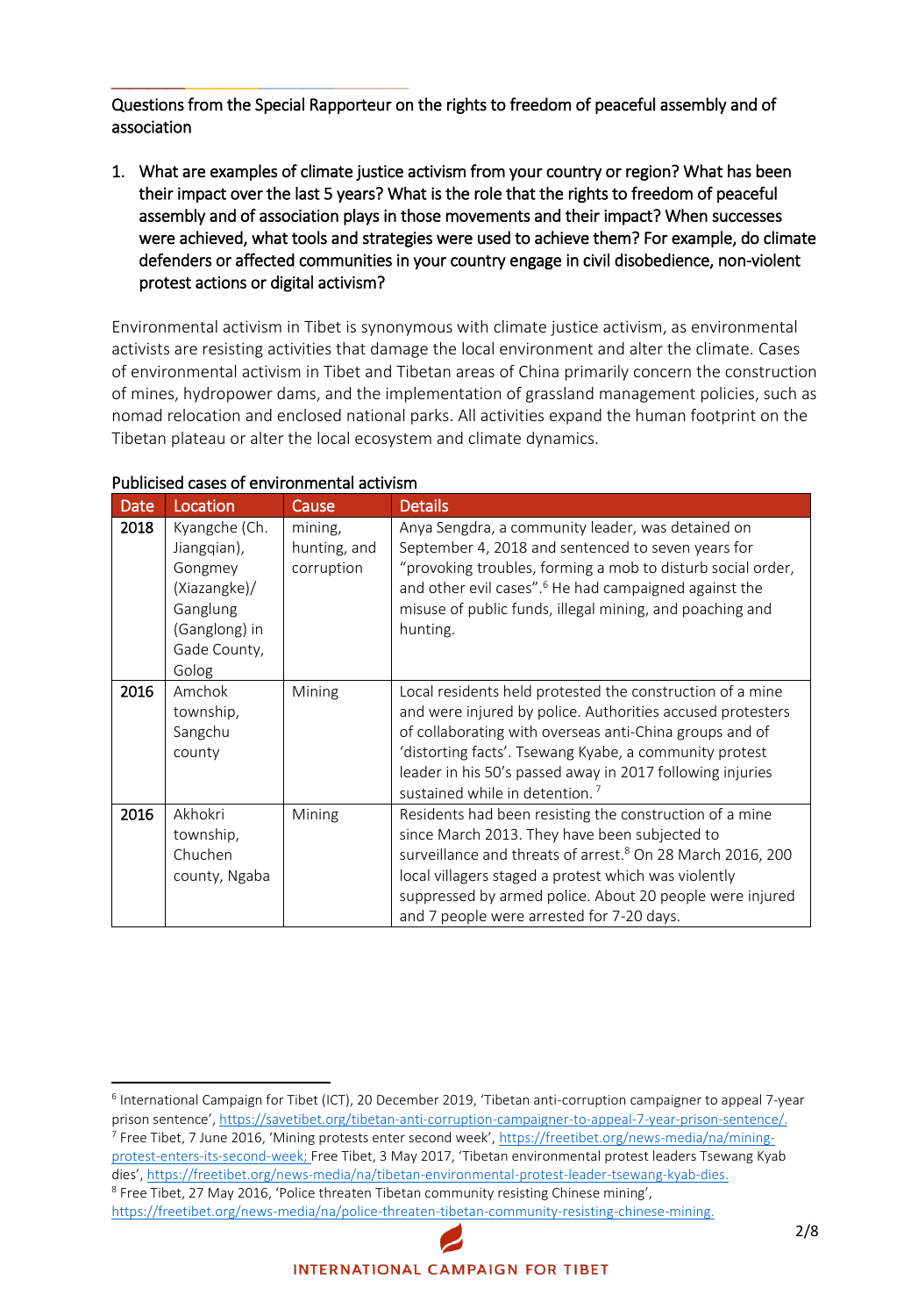Questions from the Special Rapporteur on the rights to freedom of peaceful assembly and of association

1. What are examples of climate justice activism from your country or region? What has been their impact over the last 5 years? What is the role that the rights to freedom of peaceful assembly and of association plays in those movements and their impact? When successes were achieved, what tools and strategies were used to achieve them? For example, do climate defenders or affected communities in your country engage in civil disobedience, non-violent protest actions or digital activism?

Environmental activism in Tibet is synonymous with climate justice activism, as environmental activists are resisting activities that damage the local environment and alter the climate. Cases of environmental activism in Tibet and Tibetan areas of China primarily concern the construction of mines, hydropower dams, and the implementation of grassland management policies, such as nomad relocation and enclosed national parks. All activities expand the human footprint on the Tibetan plateau or alter the local ecosystem and climate dynamics.

Publicised cases of environmental activism

| Date | Location | Cause | Details |
|---|---|---|---|
| **2018** | Kyangche (Ch. Jiangqian), Gongmey (Xiazangke)/ Ganglung (Ganglong) in Gade County, Golog | mining, hunting, and corruption | Anya Sengdra, a community leader, was detained on September 4, 2018 and sentenced to seven years for "provoking troubles, forming a mob to disturb social order, and other evil cases".[6] He had campaigned against the misuse of public funds, illegal mining, and poaching and hunting. |
| **2016** | Amchok township, Sangchu county | Mining | Local residents held protested the construction of a mine and were injured by police. Authorities accused protesters of collaborating with overseas anti-China groups and of 'distorting facts'. Tsewang Kyabe, a community protest leader in his 50's passed away in 2017 following injuries sustained while in detention.[7] |
| **2016** | Akhokri township, Chuchen county, Ngaba | Mining | Residents had been resisting the construction of a mine since March 2013. They have been subjected to surveillance and threats of arrest.[8] On 28 March 2016, 200 local villagers staged a protest which was violently suppressed by armed police. About 20 people were injured and 7 people were arrested for 7-20 days. |

[6] International Campaign for Tibet (ICT), 20 December 2019, 'Tibetan anti-corruption campaigner to appeal 7-year prison sentence', https://savetibet.org/tibetan-anti-corruption-campaigner-to-appeal-7-year-prison-sentence/.

[7] Free Tibet, 7 June 2016, 'Mining protests enter second week', https://freetibet.org/news-media/na/mining-protest-enters-its-second-week; Free Tibet, 3 May 2017, 'Tibetan environmental protest leaders Tsewang Kyab dies', https://freetibet.org/news-media/na/tibetan-environmental-protest-leader-tsewang-kyab-dies.

[8] Free Tibet, 27 May 2016, 'Police threaten Tibetan community resisting Chinese mining', https://freetibet.org/news-media/na/police-threaten-tibetan-community-resisting-chinese-mining.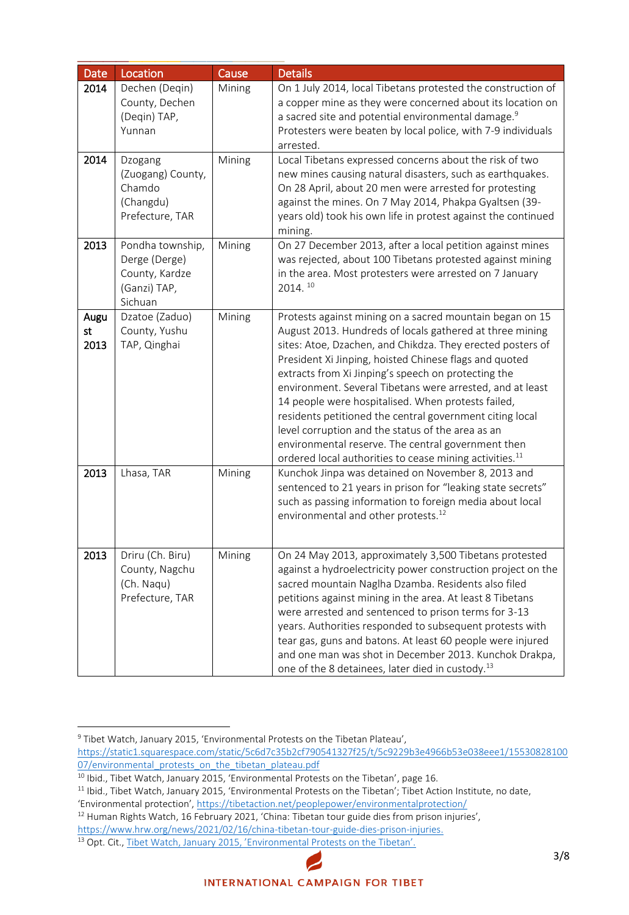| Date | Location | Cause | Details |
|---|---|---|---|
| 2014 | Dechen (Deqin) County, Dechen (Deqin) TAP, Yunnan | Mining | On 1 July 2014, local Tibetans protested the construction of a copper mine as they were concerned about its location on a sacred site and potential environmental damage.[9] Protesters were beaten by local police, with 7-9 individuals arrested. |
| 2014 | Dzogang (Zuogang) County, Chamdo (Changdu) Prefecture, TAR | Mining | Local Tibetans expressed concerns about the risk of two new mines causing natural disasters, such as earthquakes. On 28 April, about 20 men were arrested for protesting against the mines. On 7 May 2014, Phakpa Gyaltsen (39-years old) took his own life in protest against the continued mining. |
| 2013 | Pondha township, Derge (Derge) County, Kardze (Ganzi) TAP, Sichuan | Mining | On 27 December 2013, after a local petition against mines was rejected, about 100 Tibetans protested against mining in the area. Most protesters were arrested on 7 January 2014. [10] |
| August 2013 | Dzatoe (Zaduo) County, Yushu TAP, Qinghai | Mining | Protests against mining on a sacred mountain began on 15 August 2013. Hundreds of locals gathered at three mining sites: Atoe, Dzachen, and Chikdza. They erected posters of President Xi Jinping, hoisted Chinese flags and quoted extracts from Xi Jinping's speech on protecting the environment. Several Tibetans were arrested, and at least 14 people were hospitalised. When protests failed, residents petitioned the central government citing local level corruption and the status of the area as an environmental reserve. The central government then ordered local authorities to cease mining activities.[11] |
| 2013 | Lhasa, TAR | Mining | Kunchok Jinpa was detained on November 8, 2013 and sentenced to 21 years in prison for "leaking state secrets" such as passing information to foreign media about local environmental and other protests.[12] |
| 2013 | Driru (Ch. Biru) County, Nagchu (Ch. Naqu) Prefecture, TAR | Mining | On 24 May 2013, approximately 3,500 Tibetans protested against a hydroelectricity power construction project on the sacred mountain Naglha Dzamba. Residents also filed petitions against mining in the area. At least 8 Tibetans were arrested and sentenced to prison terms for 3-13 years. Authorities responded to subsequent protests with tear gas, guns and batons. At least 60 people were injured and one man was shot in December 2013. Kunchok Drakpa, one of the 8 detainees, later died in custody.[13] |

[9] Tibet Watch, January 2015, 'Environmental Protests on the Tibetan Plateau', https://static1.squarespace.com/static/5c6d7c35b2cf790541327f25/t/5c9229b3e4966b53e038eee1/1553082810007/environmental_protests_on_the_tibetan_plateau.pdf

[10] Ibid., Tibet Watch, January 2015, 'Environmental Protests on the Tibetan', page 16.

[11] Ibid., Tibet Watch, January 2015, 'Environmental Protests on the Tibetan'; Tibet Action Institute, no date, 'Environmental protection', https://tibetaction.net/peoplepower/environmentalprotection/

[12] Human Rights Watch, 16 February 2021, 'China: Tibetan tour guide dies from prison injuries', https://www.hrw.org/news/2021/02/16/china-tibetan-tour-guide-dies-prison-injuries.

[13] Opt. Cit., Tibet Watch, January 2015, 'Environmental Protests on the Tibetan'.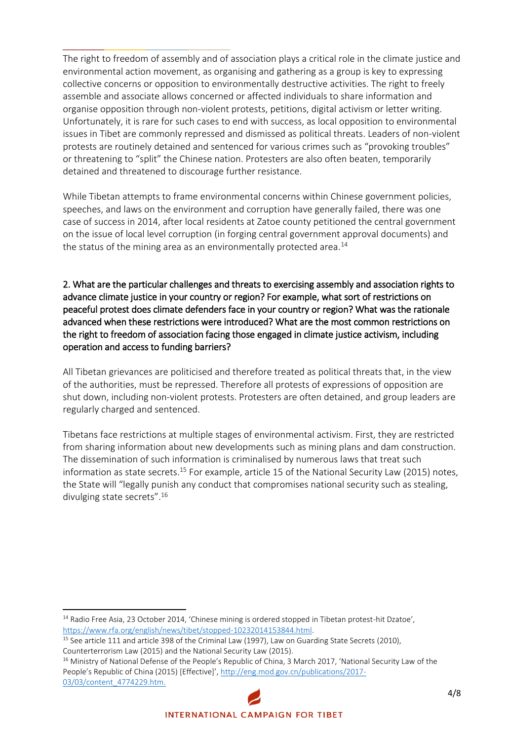The right to freedom of assembly and of association plays a critical role in the climate justice and environmental action movement, as organising and gathering as a group is key to expressing collective concerns or opposition to environmentally destructive activities. The right to freely assemble and associate allows concerned or affected individuals to share information and organise opposition through non-violent protests, petitions, digital activism or letter writing. Unfortunately, it is rare for such cases to end with success, as local opposition to environmental issues in Tibet are commonly repressed and dismissed as political threats. Leaders of non-violent protests are routinely detained and sentenced for various crimes such as "provoking troubles" or threatening to "split" the Chinese nation. Protesters are also often beaten, temporarily detained and threatened to discourage further resistance.

While Tibetan attempts to frame environmental concerns within Chinese government policies, speeches, and laws on the environment and corruption have generally failed, there was one case of success in 2014, after local residents at Zatoe county petitioned the central government on the issue of local level corruption (in forging central government approval documents) and the status of the mining area as an environmentally protected area.[14]

**2. What are the particular challenges and threats to exercising assembly and association rights to advance climate justice in your country or region? For example, what sort of restrictions on peaceful protest does climate defenders face in your country or region? What was the rationale advanced when these restrictions were introduced? What are the most common restrictions on the right to freedom of association facing those engaged in climate justice activism, including operation and access to funding barriers?**

All Tibetan grievances are politicised and therefore treated as political threats that, in the view of the authorities, must be repressed. Therefore all protests of expressions of opposition are shut down, including non-violent protests. Protesters are often detained, and group leaders are regularly charged and sentenced.

Tibetans face restrictions at multiple stages of environmental activism. First, they are restricted from sharing information about new developments such as mining plans and dam construction. The dissemination of such information is criminalised by numerous laws that treat such information as state secrets.[15] For example, article 15 of the National Security Law (2015) notes, the State will "legally punish any conduct that compromises national security such as stealing, divulging state secrets".[16]

---

[14] Radio Free Asia, 23 October 2014, 'Chinese mining is ordered stopped in Tibetan protest-hit Dzatoe', https://www.rfa.org/english/news/tibet/stopped-10232014153844.html.

[15] See article 111 and article 398 of the Criminal Law (1997), Law on Guarding State Secrets (2010), Counterterrorism Law (2015) and the National Security Law (2015).

[16] Ministry of National Defense of the People's Republic of China, 3 March 2017, 'National Security Law of the People's Republic of China (2015) [Effective]', http://eng.mod.gov.cn/publications/2017-03/03/content_4774229.htm.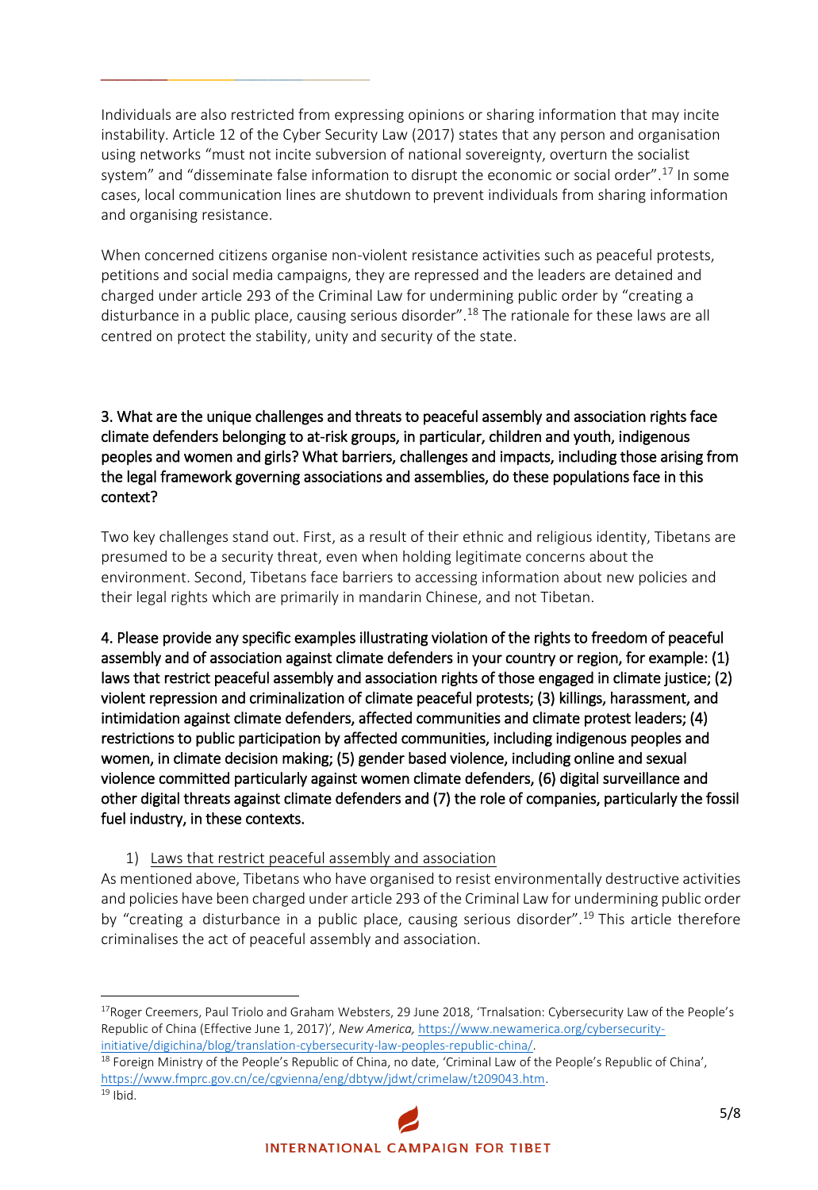Individuals are also restricted from expressing opinions or sharing information that may incite instability. Article 12 of the Cyber Security Law (2017) states that any person and organisation using networks "must not incite subversion of national sovereignty, overturn the socialist system" and "disseminate false information to disrupt the economic or social order".[17] In some cases, local communication lines are shutdown to prevent individuals from sharing information and organising resistance.

When concerned citizens organise non-violent resistance activities such as peaceful protests, petitions and social media campaigns, they are repressed and the leaders are detained and charged under article 293 of the Criminal Law for undermining public order by "creating a disturbance in a public place, causing serious disorder".[18] The rationale for these laws are all centred on protect the stability, unity and security of the state.

**3. What are the unique challenges and threats to peaceful assembly and association rights face climate defenders belonging to at-risk groups, in particular, children and youth, indigenous peoples and women and girls? What barriers, challenges and impacts, including those arising from the legal framework governing associations and assemblies, do these populations face in this context?**

Two key challenges stand out. First, as a result of their ethnic and religious identity, Tibetans are presumed to be a security threat, even when holding legitimate concerns about the environment. Second, Tibetans face barriers to accessing information about new policies and their legal rights which are primarily in mandarin Chinese, and not Tibetan.

**4. Please provide any specific examples illustrating violation of the rights to freedom of peaceful assembly and of association against climate defenders in your country or region, for example: (1) laws that restrict peaceful assembly and association rights of those engaged in climate justice; (2) violent repression and criminalization of climate peaceful protests; (3) killings, harassment, and intimidation against climate defenders, affected communities and climate protest leaders; (4) restrictions to public participation by affected communities, including indigenous peoples and women, in climate decision making; (5) gender based violence, including online and sexual violence committed particularly against women climate defenders, (6) digital surveillance and other digital threats against climate defenders and (7) the role of companies, particularly the fossil fuel industry, in these contexts.**

1) Laws that restrict peaceful assembly and association

As mentioned above, Tibetans who have organised to resist environmentally destructive activities and policies have been charged under article 293 of the Criminal Law for undermining public order by "creating a disturbance in a public place, causing serious disorder".[19] This article therefore criminalises the act of peaceful assembly and association.

---

[17] Roger Creemers, Paul Triolo and Graham Websters, 29 June 2018, 'Trnalsation: Cybersecurity Law of the People's Republic of China (Effective June 1, 2017)', *New America*, https://www.newamerica.org/cybersecurity-initiative/digichina/blog/translation-cybersecurity-law-peoples-republic-china/.

[18] Foreign Ministry of the People's Republic of China, no date, 'Criminal Law of the People's Republic of China', https://www.fmprc.gov.cn/ce/cgvienna/eng/dbtyw/jdwt/crimelaw/t209043.htm.

[19] Ibid.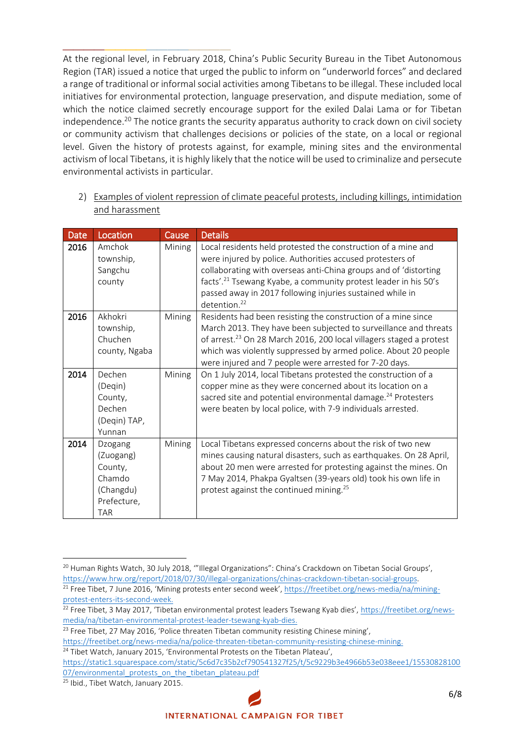At the regional level, in February 2018, China's Public Security Bureau in the Tibet Autonomous Region (TAR) issued a notice that urged the public to inform on "underworld forces" and declared a range of traditional or informal social activities among Tibetans to be illegal. These included local initiatives for environmental protection, language preservation, and dispute mediation, some of which the notice claimed secretly encourage support for the exiled Dalai Lama or for Tibetan independence.[20] The notice grants the security apparatus authority to crack down on civil society or community activism that challenges decisions or policies of the state, on a local or regional level. Given the history of protests against, for example, mining sites and the environmental activism of local Tibetans, it is highly likely that the notice will be used to criminalize and persecute environmental activists in particular.

2) <u>Examples of violent repression of climate peaceful protests, including killings, intimidation and harassment</u>

| Date | Location | Cause | Details |
|---|---|---|---|
| **2016** | Amchok township, Sangchu county | Mining | Local residents held protested the construction of a mine and were injured by police. Authorities accused protesters of collaborating with overseas anti-China groups and of 'distorting facts'.[21] Tsewang Kyabe, a community protest leader in his 50's passed away in 2017 following injuries sustained while in detention.[22] |
| **2016** | Akhokri township, Chuchen county, Ngaba | Mining | Residents had been resisting the construction of a mine since March 2013. They have been subjected to surveillance and threats of arrest.[23] On 28 March 2016, 200 local villagers staged a protest which was violently suppressed by armed police. About 20 people were injured and 7 people were arrested for 7-20 days. |
| **2014** | Dechen (Deqin) County, Dechen (Deqin) TAP, Yunnan | Mining | On 1 July 2014, local Tibetans protested the construction of a copper mine as they were concerned about its location on a sacred site and potential environmental damage.[24] Protesters were beaten by local police, with 7-9 individuals arrested. |
| **2014** | Dzogang (Zuogang) County, Chamdo (Changdu) Prefecture, TAR | Mining | Local Tibetans expressed concerns about the risk of two new mines causing natural disasters, such as earthquakes. On 28 April, about 20 men were arrested for protesting against the mines. On 7 May 2014, Phakpa Gyaltsen (39-years old) took his own life in protest against the continued mining.[25] |

---

[20] Human Rights Watch, 30 July 2018, '"Illegal Organizations": China's Crackdown on Tibetan Social Groups', https://www.hrw.org/report/2018/07/30/illegal-organizations/chinas-crackdown-tibetan-social-groups.

[21] Free Tibet, 7 June 2016, 'Mining protests enter second week', https://freetibet.org/news-media/na/mining-protest-enters-its-second-week.

[22] Free Tibet, 3 May 2017, 'Tibetan environmental protest leaders Tsewang Kyab dies', https://freetibet.org/news-media/na/tibetan-environmental-protest-leader-tsewang-kyab-dies.

[23] Free Tibet, 27 May 2016, 'Police threaten Tibetan community resisting Chinese mining', https://freetibet.org/news-media/na/police-threaten-tibetan-community-resisting-chinese-mining.

[24] Tibet Watch, January 2015, 'Environmental Protests on the Tibetan Plateau', https://static1.squarespace.com/static/5c6d7c35b2cf790541327f25/t/5c9229b3e4966b53e038eee1/1553082810007/environmental_protests_on_the_tibetan_plateau.pdf

[25] Ibid., Tibet Watch, January 2015.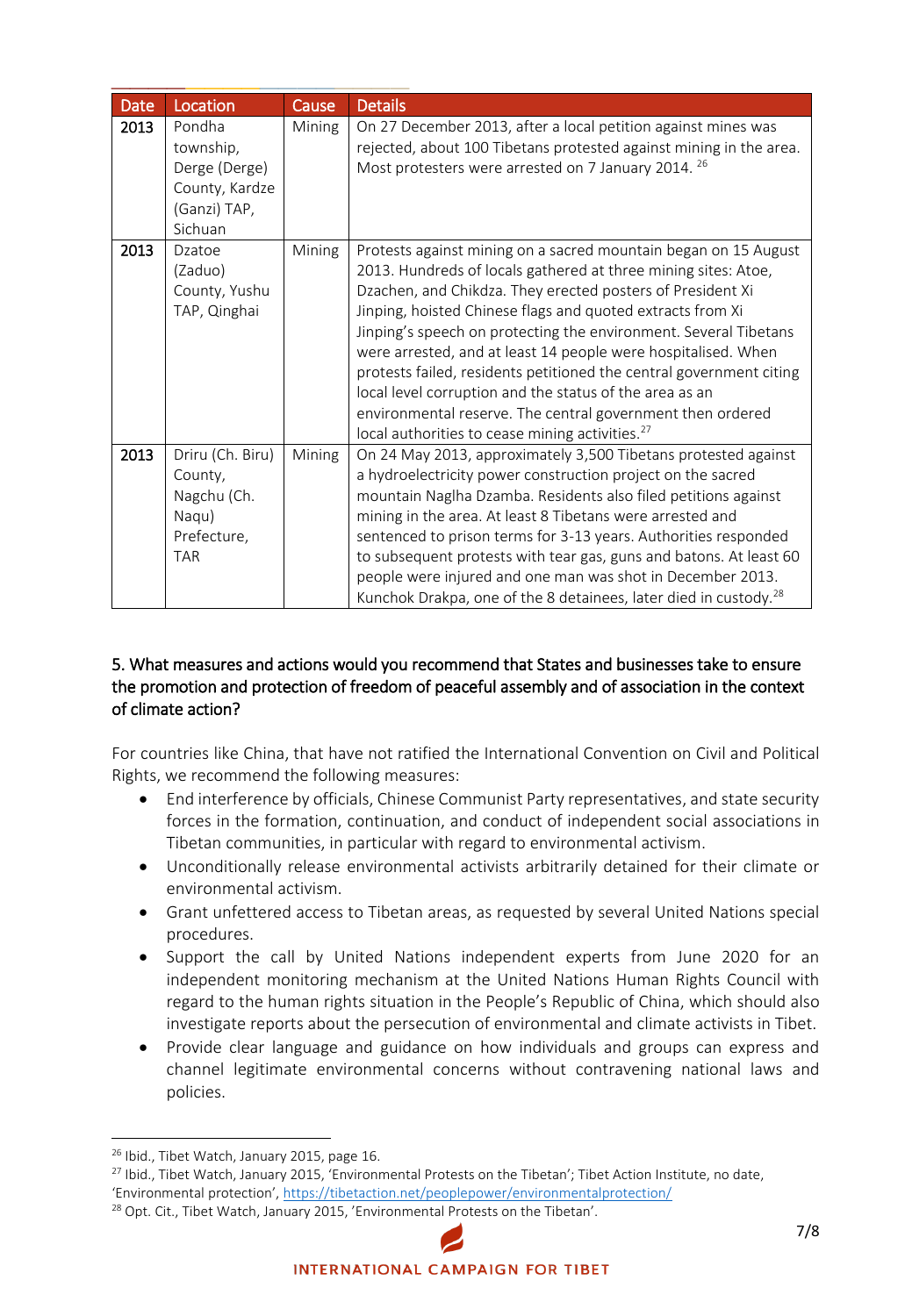| Date | Location | Cause | Details |
| --- | --- | --- | --- |
| 2013 | Pondha township, Derge (Derge) County, Kardze (Ganzi) TAP, Sichuan | Mining | On 27 December 2013, after a local petition against mines was rejected, about 100 Tibetans protested against mining in the area. Most protesters were arrested on 7 January 2014. [26] |
| 2013 | Dzatoe (Zaduo) County, Yushu TAP, Qinghai | Mining | Protests against mining on a sacred mountain began on 15 August 2013. Hundreds of locals gathered at three mining sites: Atoe, Dzachen, and Chikdza. They erected posters of President Xi Jinping, hoisted Chinese flags and quoted extracts from Xi Jinping's speech on protecting the environment. Several Tibetans were arrested, and at least 14 people were hospitalised. When protests failed, residents petitioned the central government citing local level corruption and the status of the area as an environmental reserve. The central government then ordered local authorities to cease mining activities.[27] |
| 2013 | Driru (Ch. Biru) County, Nagchu (Ch. Naqu) Prefecture, TAR | Mining | On 24 May 2013, approximately 3,500 Tibetans protested against a hydroelectricity power construction project on the sacred mountain Naglha Dzamba. Residents also filed petitions against mining in the area. At least 8 Tibetans were arrested and sentenced to prison terms for 3-13 years. Authorities responded to subsequent protests with tear gas, guns and batons. At least 60 people were injured and one man was shot in December 2013. Kunchok Drakpa, one of the 8 detainees, later died in custody.[28] |

## 5. What measures and actions would you recommend that States and businesses take to ensure the promotion and protection of freedom of peaceful assembly and of association in the context of climate action?

For countries like China, that have not ratified the International Convention on Civil and Political Rights, we recommend the following measures:

- End interference by officials, Chinese Communist Party representatives, and state security forces in the formation, continuation, and conduct of independent social associations in Tibetan communities, in particular with regard to environmental activism.
- Unconditionally release environmental activists arbitrarily detained for their climate or environmental activism.
- Grant unfettered access to Tibetan areas, as requested by several United Nations special procedures.
- Support the call by United Nations independent experts from June 2020 for an independent monitoring mechanism at the United Nations Human Rights Council with regard to the human rights situation in the People's Republic of China, which should also investigate reports about the persecution of environmental and climate activists in Tibet.
- Provide clear language and guidance on how individuals and groups can express and channel legitimate environmental concerns without contravening national laws and policies.

---

[26] Ibid., Tibet Watch, January 2015, page 16.

[27] Ibid., Tibet Watch, January 2015, 'Environmental Protests on the Tibetan'; Tibet Action Institute, no date, 'Environmental protection', https://tibetaction.net/peoplepower/environmentalprotection/

[28] Opt. Cit., Tibet Watch, January 2015, 'Environmental Protests on the Tibetan'.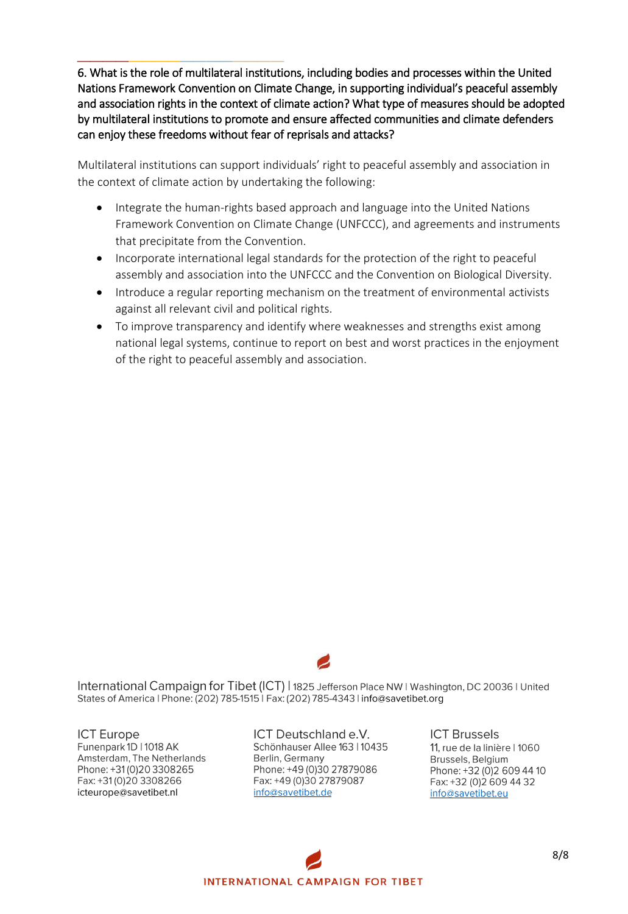**6. What is the role of multilateral institutions, including bodies and processes within the United Nations Framework Convention on Climate Change, in supporting individual's peaceful assembly and association rights in the context of climate action? What type of measures should be adopted by multilateral institutions to promote and ensure affected communities and climate defenders can enjoy these freedoms without fear of reprisals and attacks?**

Multilateral institutions can support individuals' right to peaceful assembly and association in the context of climate action by undertaking the following:

- Integrate the human-rights based approach and language into the United Nations Framework Convention on Climate Change (UNFCCC), and agreements and instruments that precipitate from the Convention.
- Incorporate international legal standards for the protection of the right to peaceful assembly and association into the UNFCCC and the Convention on Biological Diversity.
- Introduce a regular reporting mechanism on the treatment of environmental activists against all relevant civil and political rights.
- To improve transparency and identify where weaknesses and strengths exist among national legal systems, continue to report on best and worst practices in the enjoyment of the right to peaceful assembly and association.

International Campaign for Tibet (ICT) | 1825 Jefferson Place NW | Washington, DC 20036 | United States of America | Phone: (202) 785-1515 | Fax: (202) 785-4343 | info@savetibet.org

ICT Europe
Funenpark 1D | 1018 AK
Amsterdam, The Netherlands
Phone: +31 (0)20 3308265
Fax: +31 (0)20 3308266
icteurope@savetibet.nl

ICT Deutschland e.V.
Schönhauser Allee 163 | 10435
Berlin, Germany
Phone: +49 (0)30 27879086
Fax: +49 (0)30 27879087
info@savetibet.de

ICT Brussels
11, rue de la linière | 1060
Brussels, Belgium
Phone: +32 (0)2 609 44 10
Fax: +32 (0)2 609 44 32
info@savetibet.eu

INTERNATIONAL CAMPAIGN FOR TIBET